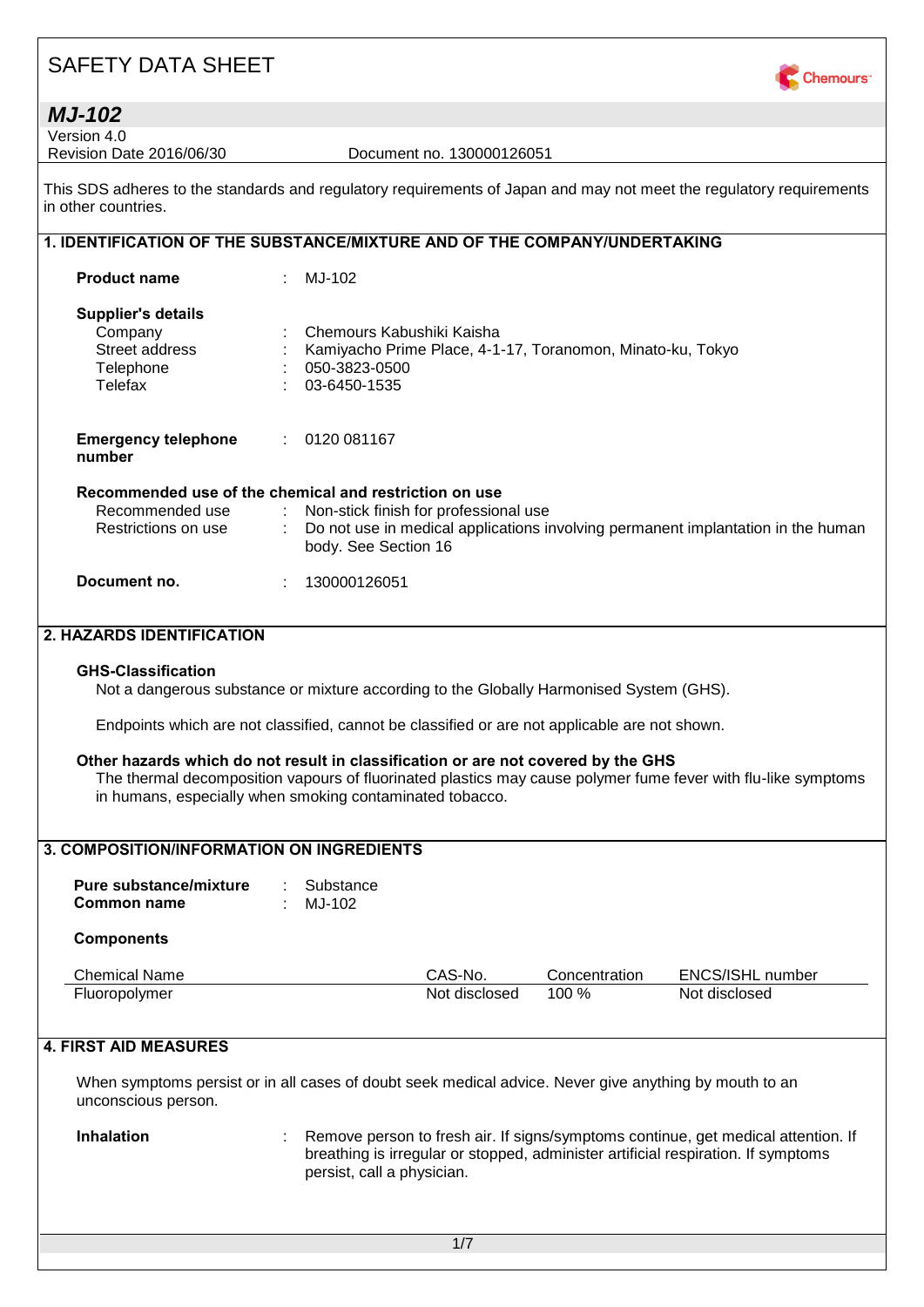# SAFETY DATA SHEET

## *MJ-102*

Version 4.0
Revision Date 2016/06/30 Document no. 130000126051

This SDS adheres to the standards and regulatory requirements of Japan and may not meet the regulatory requirements in other countries.

## 1. IDENTIFICATION OF THE SUBSTANCE/MIXTURE AND OF THE COMPANY/UNDERTAKING

**Product name** : MJ-102

**Supplier's details**

Company : Chemours Kabushiki Kaisha
Street address : Kamiyacho Prime Place, 4-1-17, Toranomon, Minato-ku, Tokyo
Telephone : 050-3823-0500
Telefax : 03-6450-1535

**Emergency telephone number** : 0120 081167

**Recommended use of the chemical and restriction on use**

Recommended use : Non-stick finish for professional use
Restrictions on use : Do not use in medical applications involving permanent implantation in the human body. See Section 16

**Document no.** : 130000126051

## 2. HAZARDS IDENTIFICATION

**GHS-Classification**

Not a dangerous substance or mixture according to the Globally Harmonised System (GHS).

Endpoints which are not classified, cannot be classified or are not applicable are not shown.

**Other hazards which do not result in classification or are not covered by the GHS**

The thermal decomposition vapours of fluorinated plastics may cause polymer fume fever with flu-like symptoms in humans, especially when smoking contaminated tobacco.

## 3. COMPOSITION/INFORMATION ON INGREDIENTS

**Pure substance/mixture** : Substance
**Common name** : MJ-102

**Components**

| Chemical Name | CAS-No. | Concentration | ENCS/ISHL number |
|---|---|---|---|
| Fluoropolymer | Not disclosed | 100 % | Not disclosed |

## 4. FIRST AID MEASURES

When symptoms persist or in all cases of doubt seek medical advice. Never give anything by mouth to an unconscious person.

**Inhalation** : Remove person to fresh air. If signs/symptoms continue, get medical attention. If breathing is irregular or stopped, administer artificial respiration. If symptoms persist, call a physician.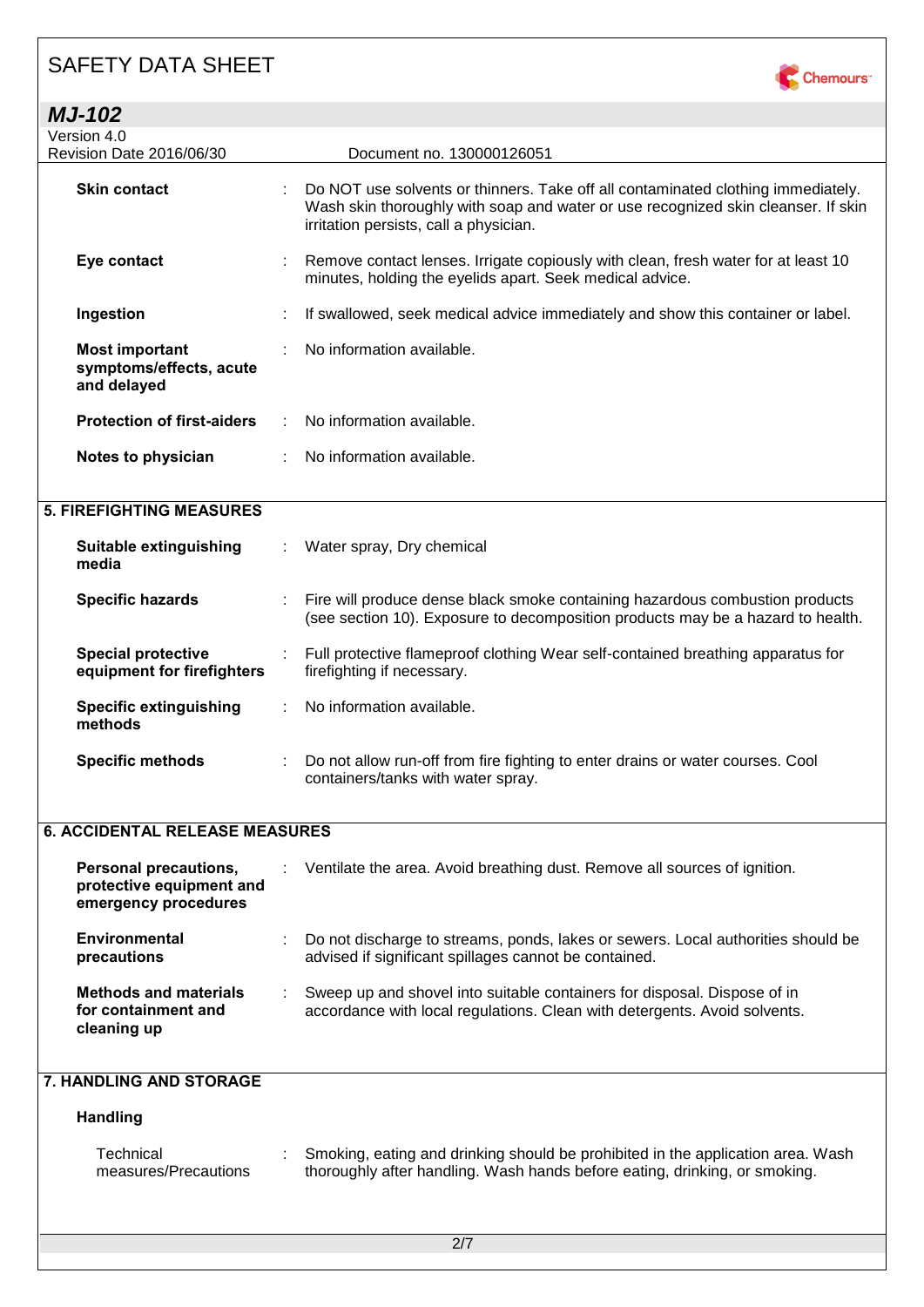| | | |
|---|---|---|
| **Skin contact** | : | Do NOT use solvents or thinners. Take off all contaminated clothing immediately. Wash skin thoroughly with soap and water or use recognized skin cleanser. If skin irritation persists, call a physician. |
| **Eye contact** | : | Remove contact lenses. Irrigate copiously with clean, fresh water for at least 10 minutes, holding the eyelids apart. Seek medical advice. |
| **Ingestion** | : | If swallowed, seek medical advice immediately and show this container or label. |
| **Most important symptoms/effects, acute and delayed** | : | No information available. |
| **Protection of first-aiders** | : | No information available. |
| **Notes to physician** | : | No information available. |

## 5. FIREFIGHTING MEASURES

| | | |
|---|---|---|
| **Suitable extinguishing media** | : | Water spray, Dry chemical |
| **Specific hazards** | : | Fire will produce dense black smoke containing hazardous combustion products (see section 10). Exposure to decomposition products may be a hazard to health. |
| **Special protective equipment for firefighters** | : | Full protective flameproof clothing Wear self-contained breathing apparatus for firefighting if necessary. |
| **Specific extinguishing methods** | : | No information available. |
| **Specific methods** | : | Do not allow run-off from fire fighting to enter drains or water courses. Cool containers/tanks with water spray. |

## 6. ACCIDENTAL RELEASE MEASURES

| | | |
|---|---|---|
| **Personal precautions, protective equipment and emergency procedures** | : | Ventilate the area. Avoid breathing dust. Remove all sources of ignition. |
| **Environmental precautions** | : | Do not discharge to streams, ponds, lakes or sewers. Local authorities should be advised if significant spillages cannot be contained. |
| **Methods and materials for containment and cleaning up** | : | Sweep up and shovel into suitable containers for disposal. Dispose of in accordance with local regulations. Clean with detergents. Avoid solvents. |

## 7. HANDLING AND STORAGE

### Handling

| | | |
|---|---|---|
| Technical measures/Precautions | : | Smoking, eating and drinking should be prohibited in the application area. Wash thoroughly after handling. Wash hands before eating, drinking, or smoking. |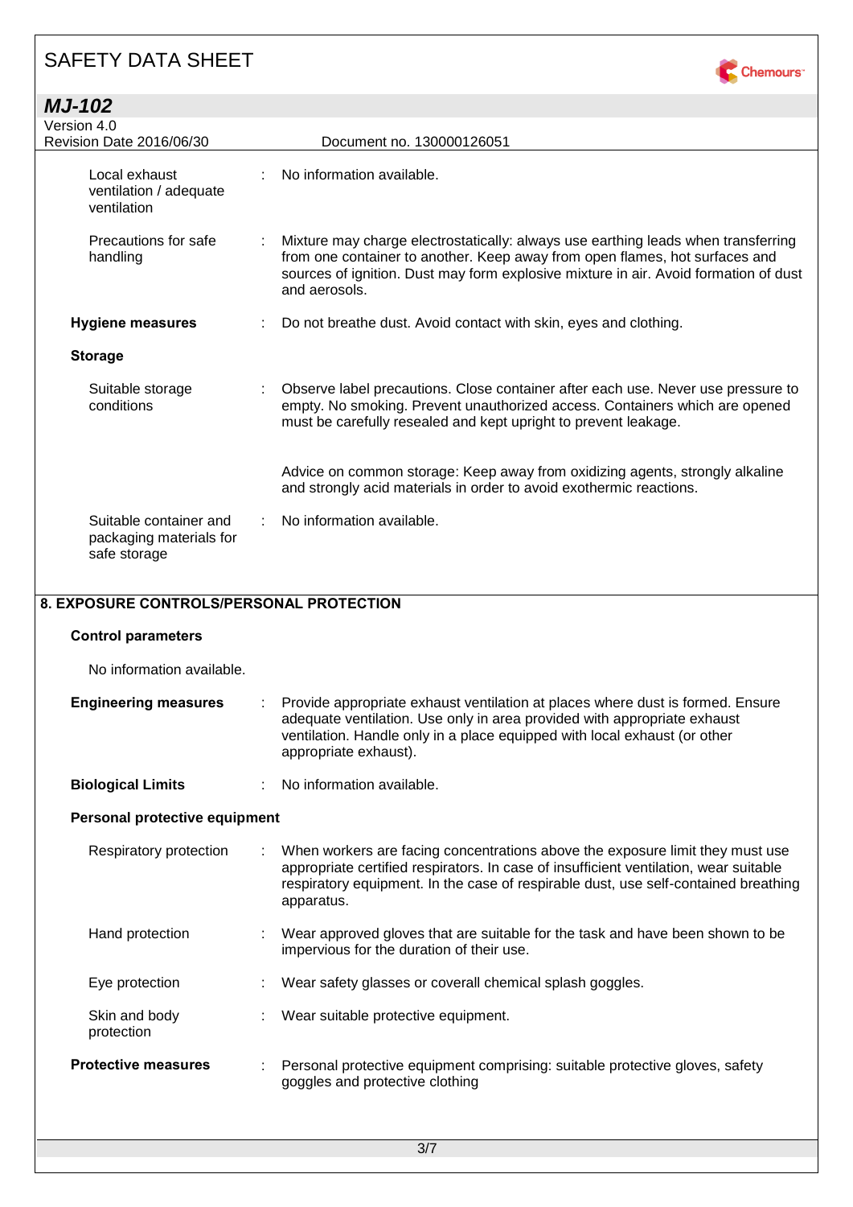| | | |
|---|---|---|
| Local exhaust ventilation / adequate ventilation | : | No information available. |
| Precautions for safe handling | : | Mixture may charge electrostatically: always use earthing leads when transferring from one container to another. Keep away from open flames, hot surfaces and sources of ignition. Dust may form explosive mixture in air. Avoid formation of dust and aerosols. |

**Hygiene measures** : Do not breathe dust. Avoid contact with skin, eyes and clothing.

**Storage**

| | | |
|---|---|---|
| Suitable storage conditions | : | Observe label precautions. Close container after each use. Never use pressure to empty. No smoking. Prevent unauthorized access. Containers which are opened must be carefully resealed and kept upright to prevent leakage.<br><br>Advice on common storage: Keep away from oxidizing agents, strongly alkaline and strongly acid materials in order to avoid exothermic reactions. |
| Suitable container and packaging materials for safe storage | : | No information available. |

## 8. EXPOSURE CONTROLS/PERSONAL PROTECTION

**Control parameters**

No information available.

**Engineering measures** : Provide appropriate exhaust ventilation at places where dust is formed. Ensure adequate ventilation. Use only in area provided with appropriate exhaust ventilation. Handle only in a place equipped with local exhaust (or other appropriate exhaust).

**Biological Limits** : No information available.

**Personal protective equipment**

| | | |
|---|---|---|
| Respiratory protection | : | When workers are facing concentrations above the exposure limit they must use appropriate certified respirators. In case of insufficient ventilation, wear suitable respiratory equipment. In the case of respirable dust, use self-contained breathing apparatus. |
| Hand protection | : | Wear approved gloves that are suitable for the task and have been shown to be impervious for the duration of their use. |
| Eye protection | : | Wear safety glasses or coverall chemical splash goggles. |
| Skin and body protection | : | Wear suitable protective equipment. |

**Protective measures** : Personal protective equipment comprising: suitable protective gloves, safety goggles and protective clothing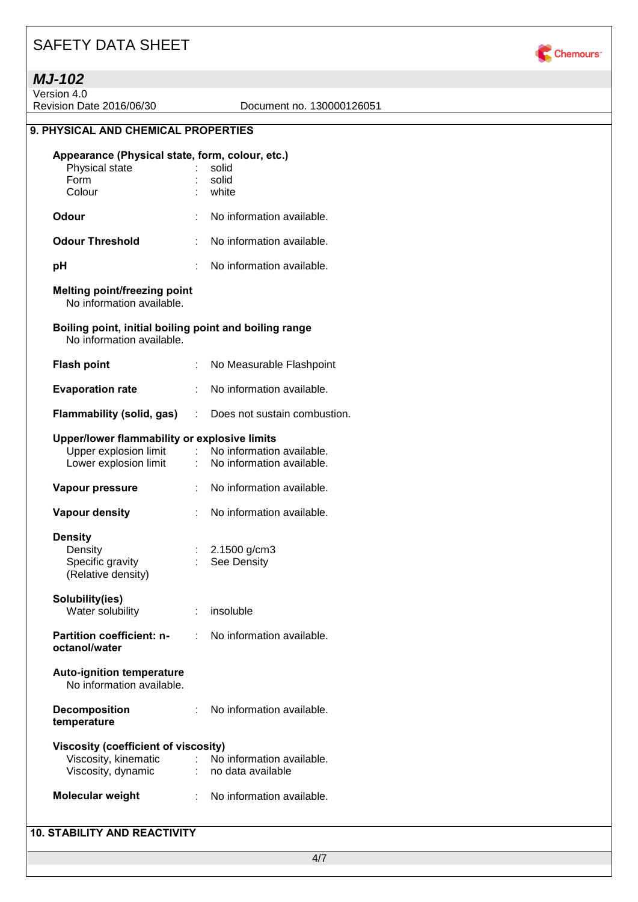# SAFETY DATA SHEET

## MJ-102

Version 4.0
Revision Date 2016/06/30 Document no. 130000126051

## 9. PHYSICAL AND CHEMICAL PROPERTIES

**Appearance (Physical state, form, colour, etc.)**

| | | |
|---|---|---|
| Physical state | : | solid |
| Form | : | solid |
| Colour | : | white |

| | | |
|---|---|---|
| **Odour** | : | No information available. |
| **Odour Threshold** | : | No information available. |
| **pH** | : | No information available. |

**Melting point/freezing point**
No information available.

**Boiling point, initial boiling point and boiling range**
No information available.

| | | |
|---|---|---|
| **Flash point** | : | No Measurable Flashpoint |
| **Evaporation rate** | : | No information available. |
| **Flammability (solid, gas)** | : | Does not sustain combustion. |

**Upper/lower flammability or explosive limits**

| | | |
|---|---|---|
| Upper explosion limit | : | No information available. |
| Lower explosion limit | : | No information available. |

| | | |
|---|---|---|
| **Vapour pressure** | : | No information available. |
| **Vapour density** | : | No information available. |

**Density**

| | | |
|---|---|---|
| Density | : | 2.1500 g/cm3 |
| Specific gravity (Relative density) | : | See Density |

**Solubility(ies)**

| | | |
|---|---|---|
| Water solubility | : | insoluble |

| | | |
|---|---|---|
| **Partition coefficient: n-octanol/water** | : | No information available. |

**Auto-ignition temperature**
No information available.

| | | |
|---|---|---|
| **Decomposition temperature** | : | No information available. |

**Viscosity (coefficient of viscosity)**

| | | |
|---|---|---|
| Viscosity, kinematic | : | No information available. |
| Viscosity, dynamic | : | no data available |

| | | |
|---|---|---|
| **Molecular weight** | : | No information available. |

## 10. STABILITY AND REACTIVITY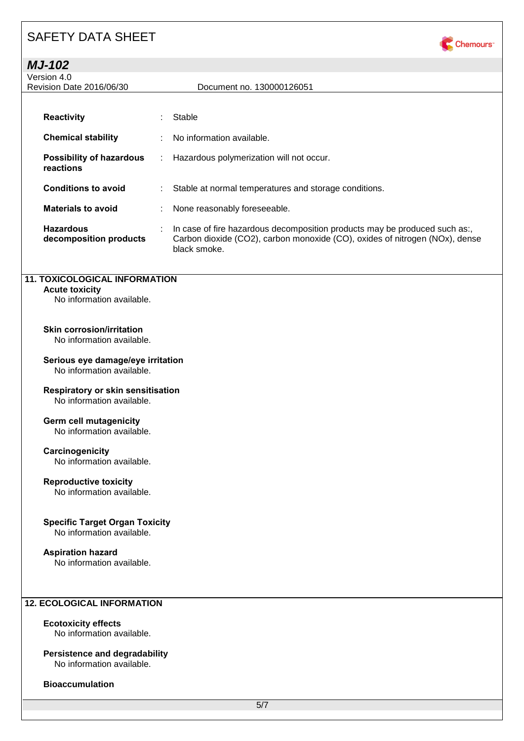| | | |
|---|---|---|
| **Reactivity** | : | Stable |
| **Chemical stability** | : | No information available. |
| **Possibility of hazardous reactions** | : | Hazardous polymerization will not occur. |
| **Conditions to avoid** | : | Stable at normal temperatures and storage conditions. |
| **Materials to avoid** | : | None reasonably foreseeable. |
| **Hazardous decomposition products** | : | In case of fire hazardous decomposition products may be produced such as:, Carbon dioxide ($CO_2$), carbon monoxide (CO), oxides of nitrogen ($NO_x$), dense black smoke. |

## 11. TOXICOLOGICAL INFORMATION

**Acute toxicity**
No information available.

**Skin corrosion/irritation**
No information available.

**Serious eye damage/eye irritation**
No information available.

**Respiratory or skin sensitisation**
No information available.

**Germ cell mutagenicity**
No information available.

**Carcinogenicity**
No information available.

**Reproductive toxicity**
No information available.

**Specific Target Organ Toxicity**
No information available.

**Aspiration hazard**
No information available.

## 12. ECOLOGICAL INFORMATION

**Ecotoxicity effects**
No information available.

**Persistence and degradability**
No information available.

**Bioaccumulation**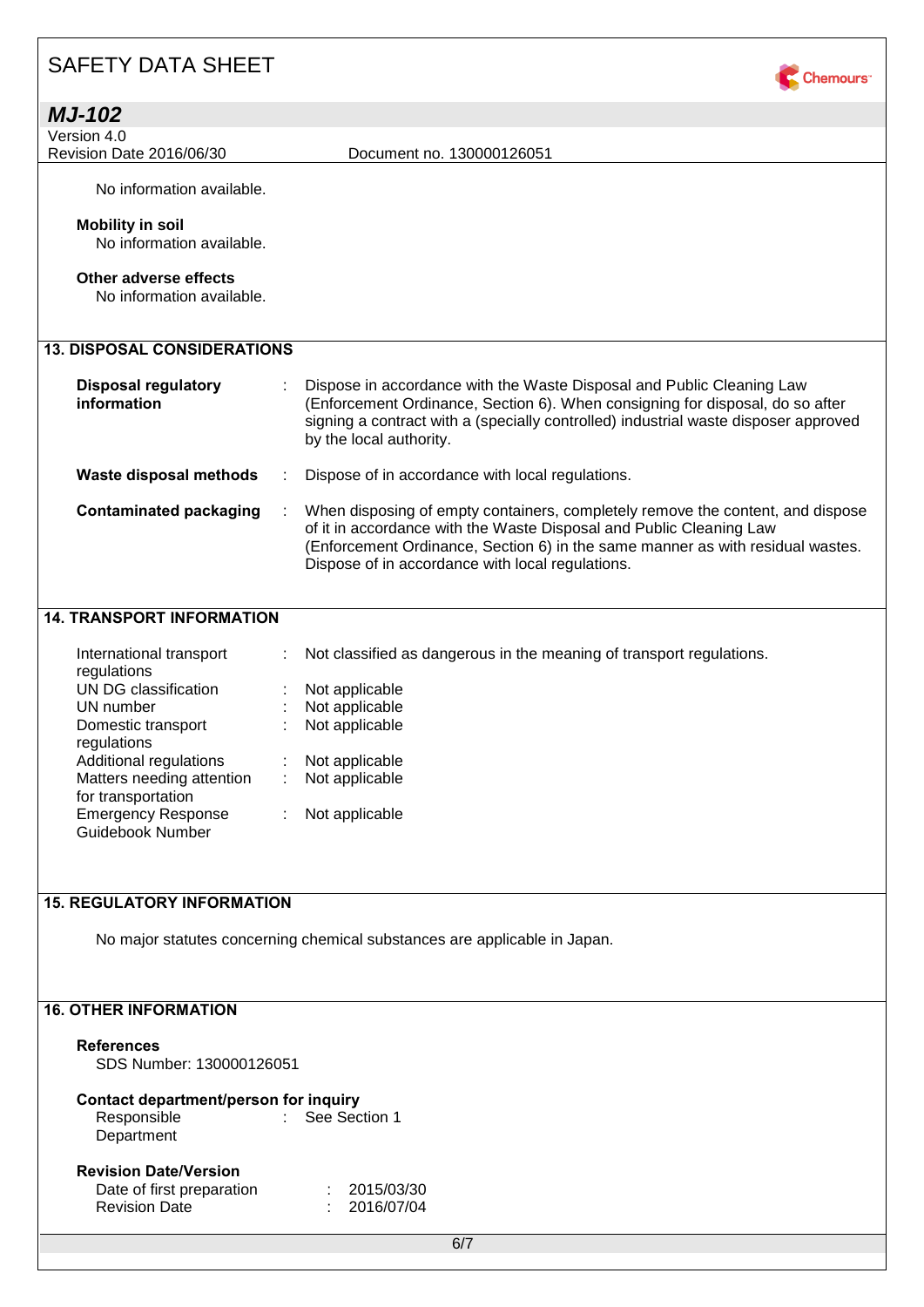No information available.

**Mobility in soil**
No information available.

**Other adverse effects**
No information available.

## 13. DISPOSAL CONSIDERATIONS

**Disposal regulatory information** : Dispose in accordance with the Waste Disposal and Public Cleaning Law (Enforcement Ordinance, Section 6). When consigning for disposal, do so after signing a contract with a (specially controlled) industrial waste disposer approved by the local authority.

**Waste disposal methods** : Dispose of in accordance with local regulations.

**Contaminated packaging** : When disposing of empty containers, completely remove the content, and dispose of it in accordance with the Waste Disposal and Public Cleaning Law (Enforcement Ordinance, Section 6) in the same manner as with residual wastes. Dispose of in accordance with local regulations.

## 14. TRANSPORT INFORMATION

International transport regulations : Not classified as dangerous in the meaning of transport regulations.
UN DG classification : Not applicable
UN number : Not applicable
Domestic transport regulations : Not applicable
Additional regulations : Not applicable
Matters needing attention for transportation : Not applicable
Emergency Response Guidebook Number : Not applicable

## 15. REGULATORY INFORMATION

No major statutes concerning chemical substances are applicable in Japan.

## 16. OTHER INFORMATION

**References**
SDS Number: 130000126051

**Contact department/person for inquiry**
Responsible Department : See Section 1

**Revision Date/Version**
Date of first preparation : 2015/03/30
Revision Date : 2016/07/04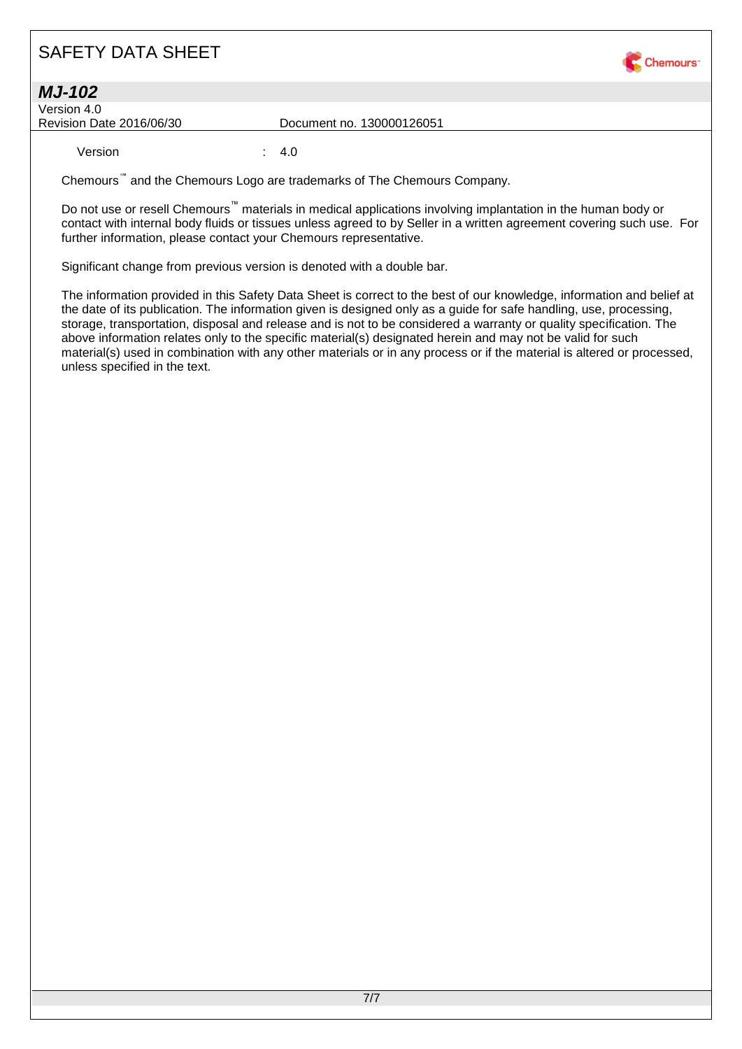Version : 4.0

Chemours™ and the Chemours Logo are trademarks of The Chemours Company.

Do not use or resell Chemours™ materials in medical applications involving implantation in the human body or contact with internal body fluids or tissues unless agreed to by Seller in a written agreement covering such use. For further information, please contact your Chemours representative.

Significant change from previous version is denoted with a double bar.

The information provided in this Safety Data Sheet is correct to the best of our knowledge, information and belief at the date of its publication. The information given is designed only as a guide for safe handling, use, processing, storage, transportation, disposal and release and is not to be considered a warranty or quality specification. The above information relates only to the specific material(s) designated herein and may not be valid for such material(s) used in combination with any other materials or in any process or if the material is altered or processed, unless specified in the text.